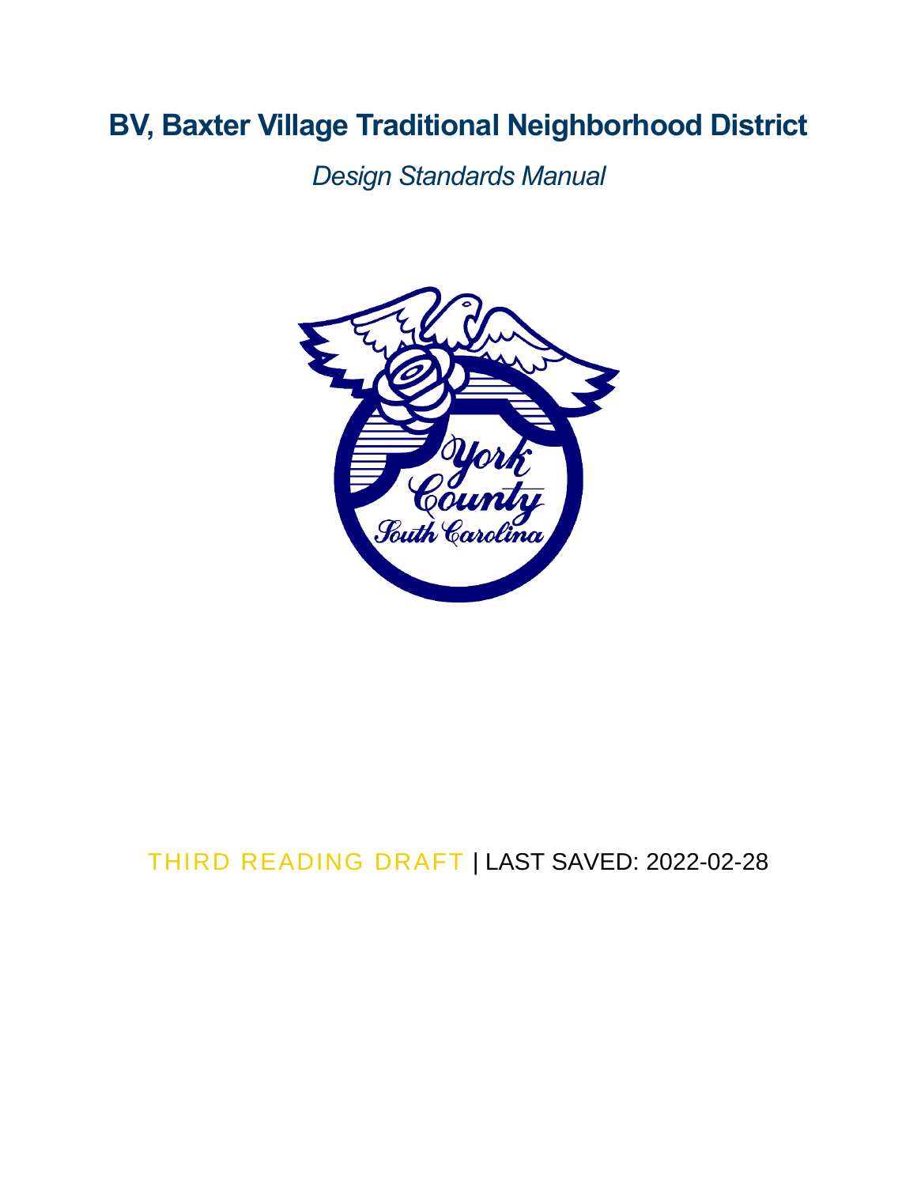# BV, Baxter Village Traditional Neighborhood District

*Design Standards Manual*

THIRD READING DRAFT | LAST SAVED: 2022-02-28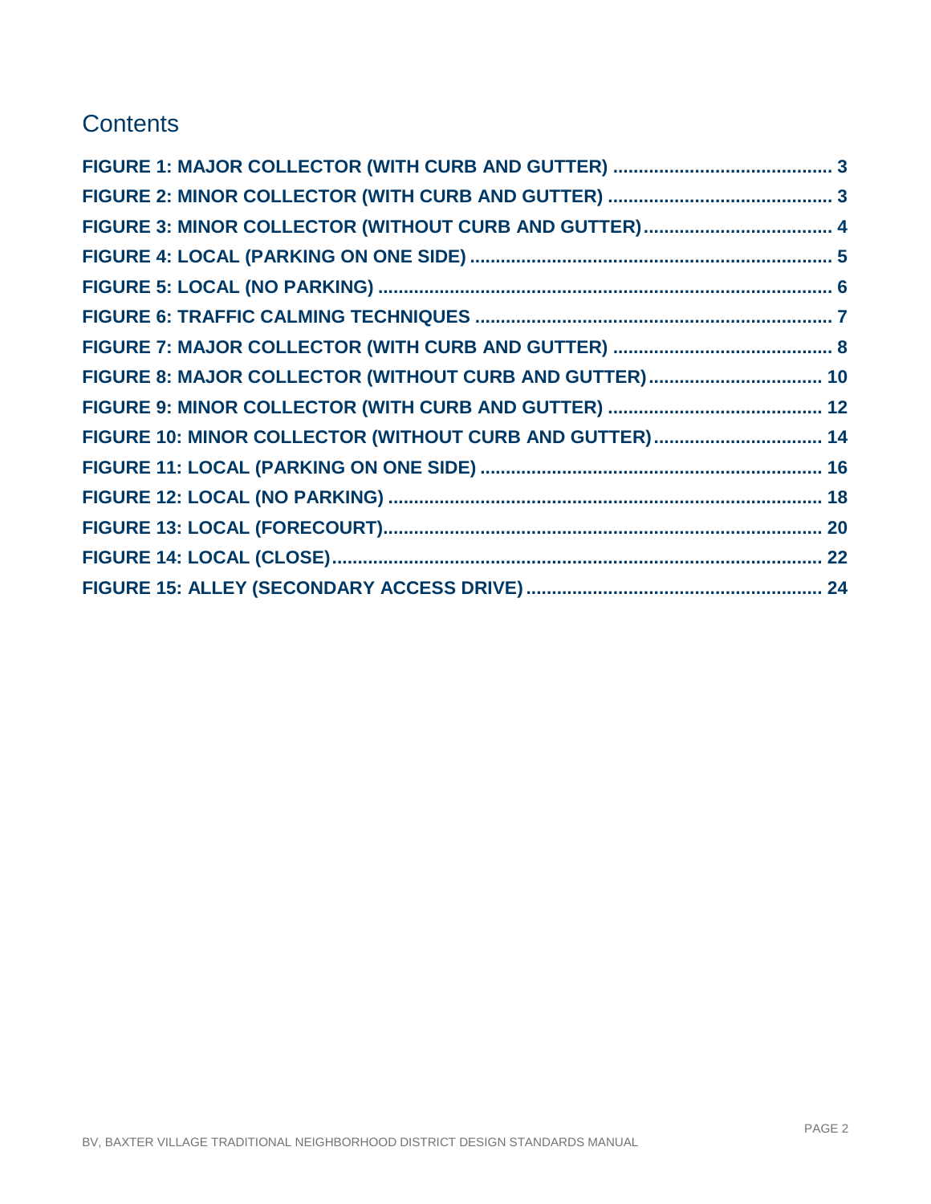# Contents

- FIGURE 1: MAJOR COLLECTOR (WITH CURB AND GUTTER) ........................................... 3
- FIGURE 2: MINOR COLLECTOR (WITH CURB AND GUTTER) ........................................... 3
- FIGURE 3: MINOR COLLECTOR (WITHOUT CURB AND GUTTER) ........................................ 4
- FIGURE 4: LOCAL (PARKING ON ONE SIDE) ........................................................................ 5
- FIGURE 5: LOCAL (NO PARKING) ......................................................................................... 6
- FIGURE 6: TRAFFIC CALMING TECHNIQUES ...................................................................... 7
- FIGURE 7: MAJOR COLLECTOR (WITH CURB AND GUTTER) ........................................... 8
- FIGURE 8: MAJOR COLLECTOR (WITHOUT CURB AND GUTTER) ..................................... 10
- FIGURE 9: MINOR COLLECTOR (WITH CURB AND GUTTER) ........................................... 12
- FIGURE 10: MINOR COLLECTOR (WITHOUT CURB AND GUTTER) ................................... 14
- FIGURE 11: LOCAL (PARKING ON ONE SIDE) .................................................................... 16
- FIGURE 12: LOCAL (NO PARKING) ....................................................................................... 18
- FIGURE 13: LOCAL (FORECOURT) ....................................................................................... 20
- FIGURE 14: LOCAL (CLOSE) ................................................................................................. 22
- FIGURE 15: ALLEY (SECONDARY ACCESS DRIVE) ............................................................ 24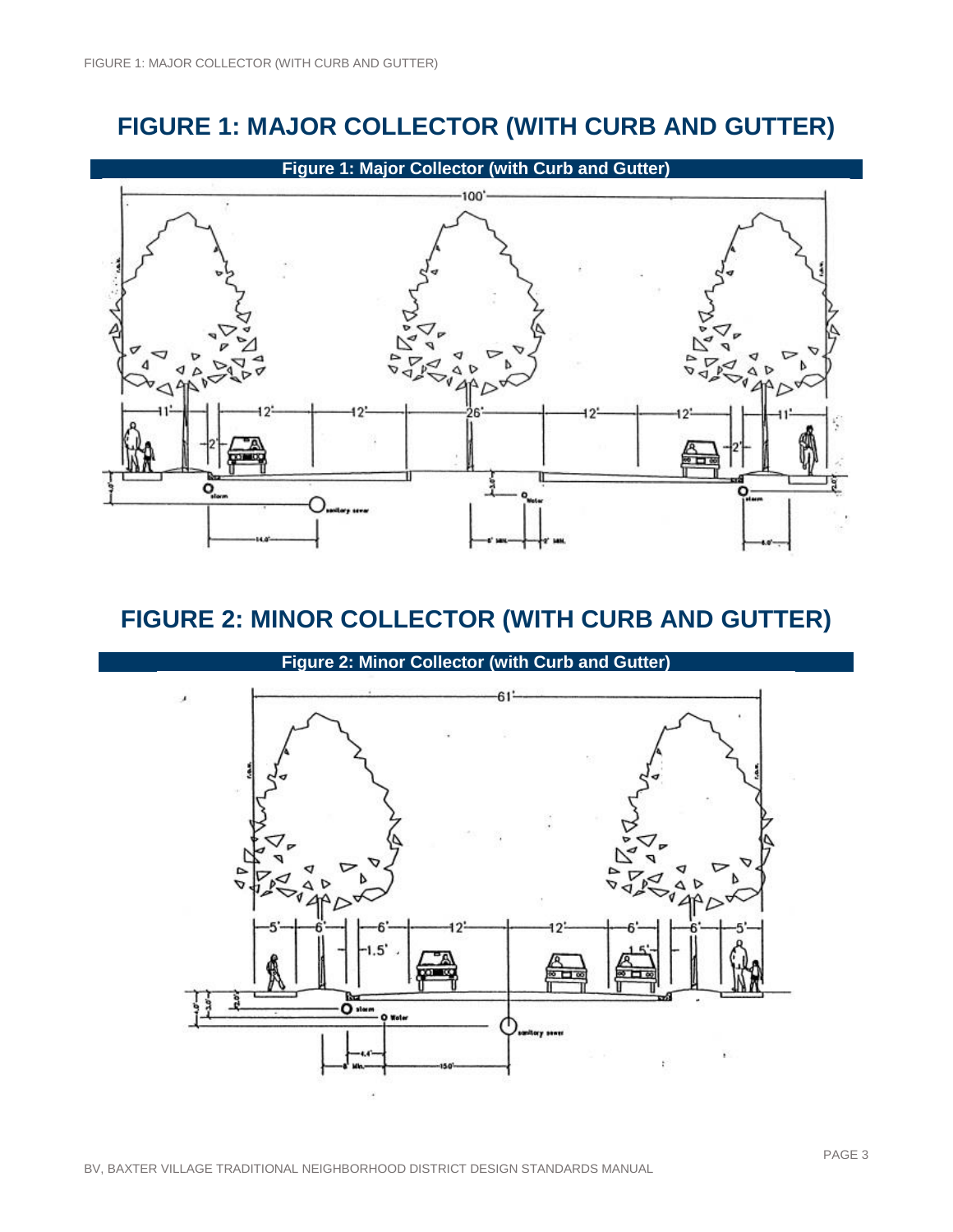# FIGURE 1: MAJOR COLLECTOR (WITH CURB AND GUTTER)

**Figure 1: Major Collector (with Curb and Gutter)**

# FIGURE 2: MINOR COLLECTOR (WITH CURB AND GUTTER)

**Figure 2: Minor Collector (with Curb and Gutter)**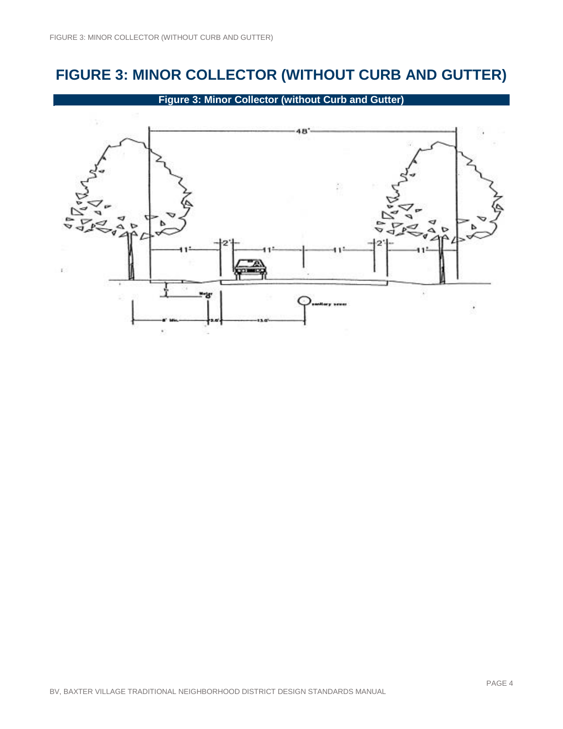# FIGURE 3: MINOR COLLECTOR (WITHOUT CURB AND GUTTER)

**Figure 3: Minor Collector (without Curb and Gutter)**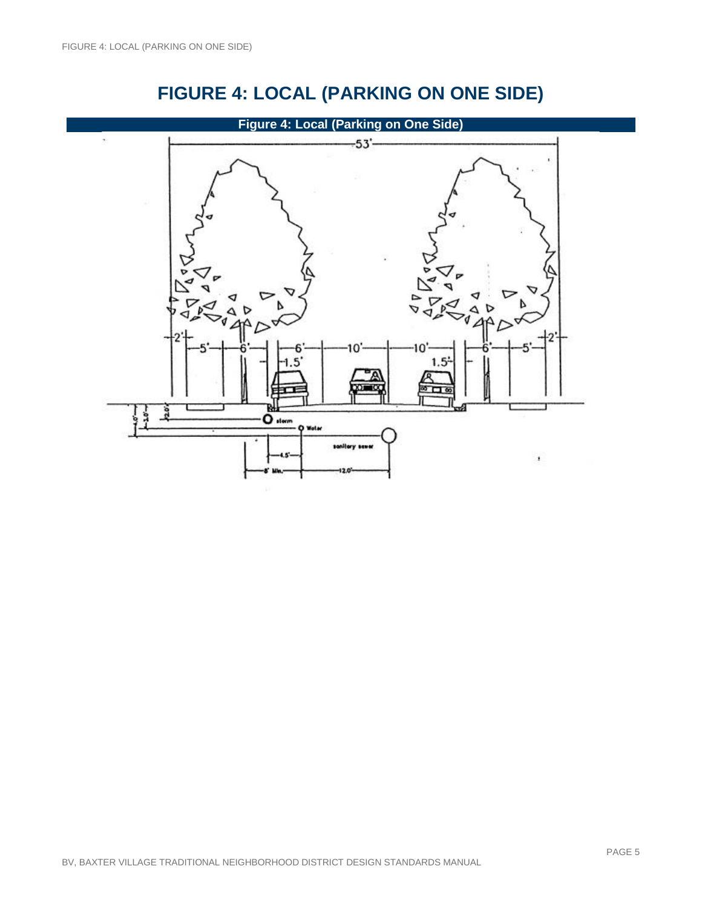# FIGURE 4: LOCAL (PARKING ON ONE SIDE)

**Figure 4: Local (Parking on One Side)**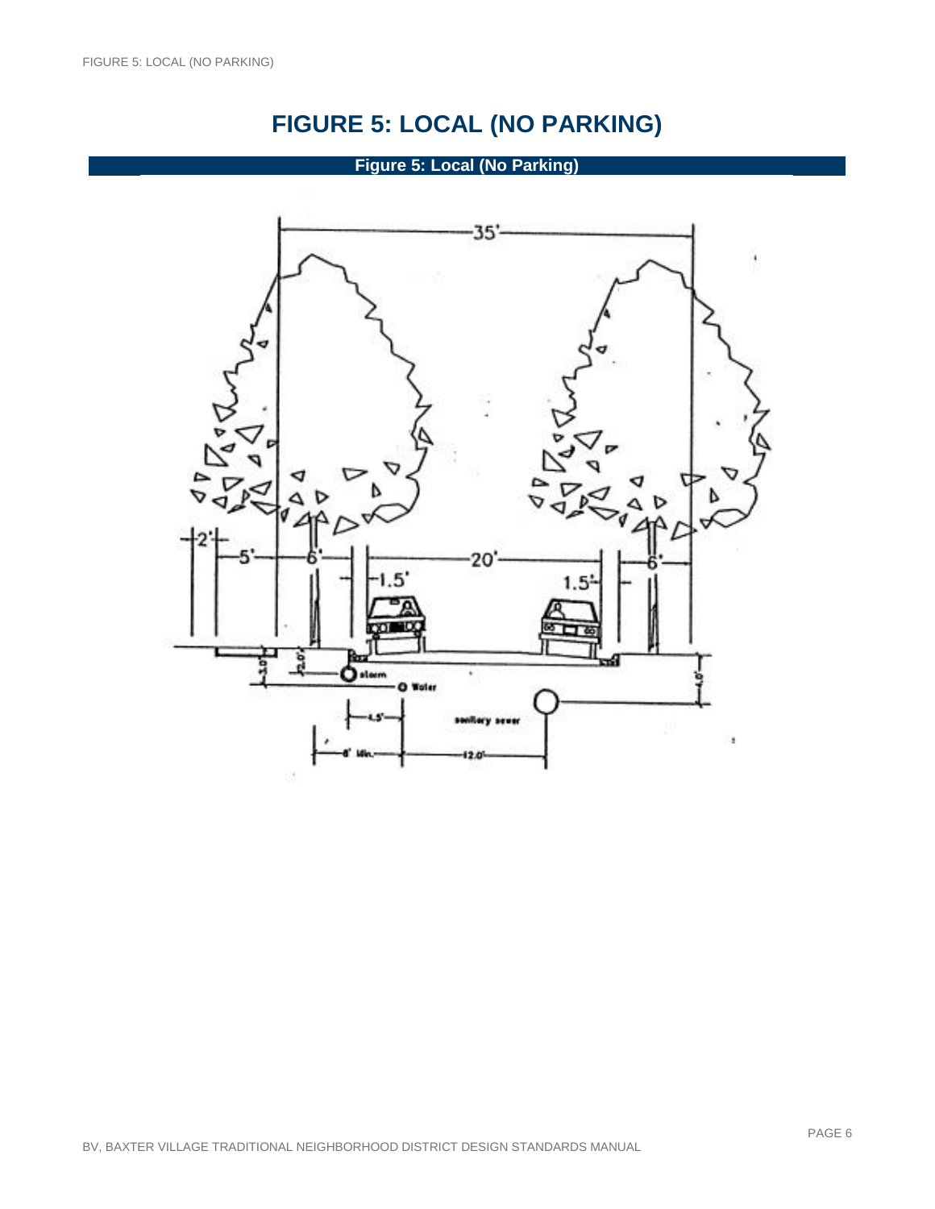# FIGURE 5: LOCAL (NO PARKING)

**Figure 5: Local (No Parking)**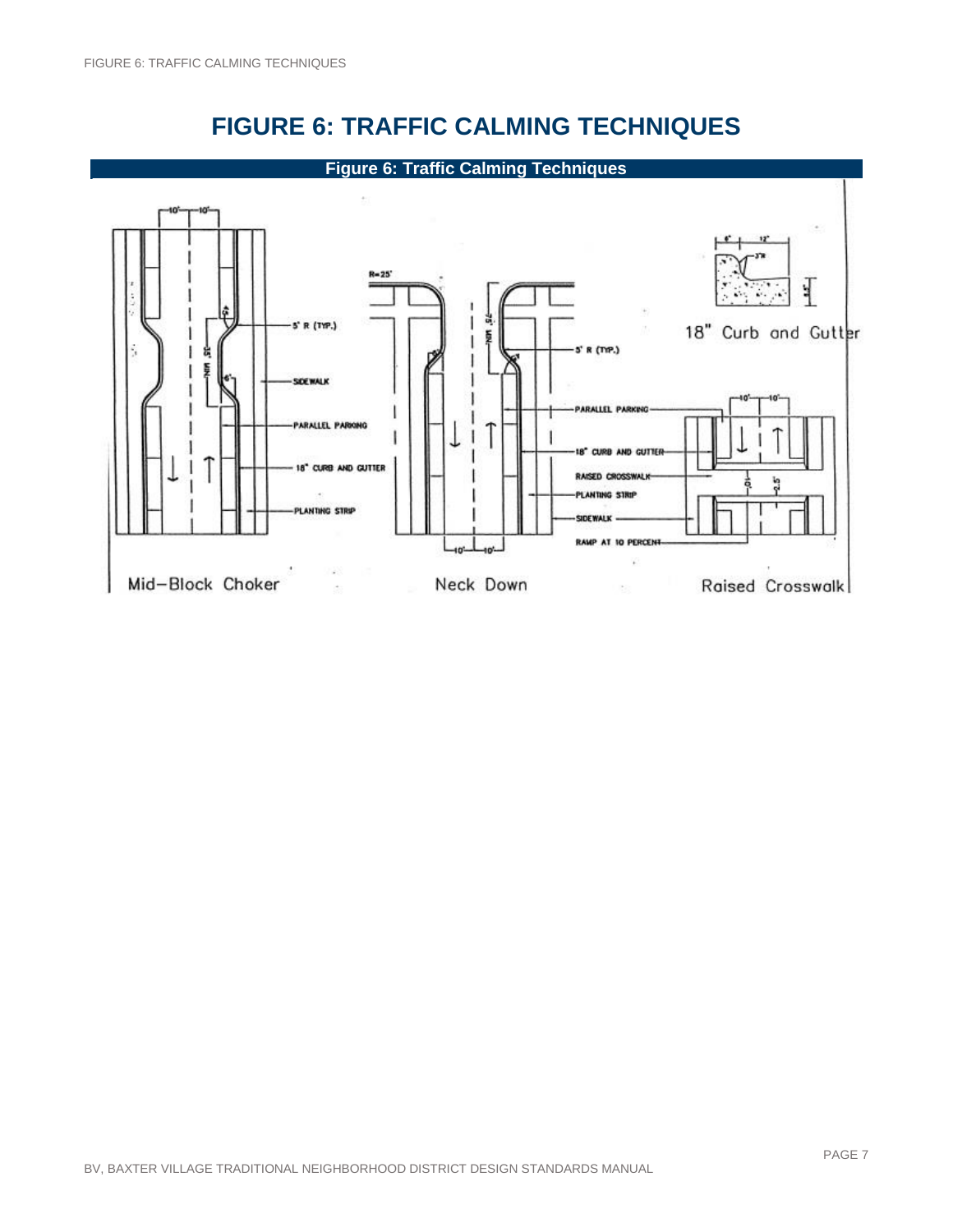# FIGURE 6: TRAFFIC CALMING TECHNIQUES

**Figure 6: Traffic Calming Techniques**

10' 10'

45°

5' R (TYP.)

35' MIN.

SIDEWALK

PARALLEL PARKING

18" CURB AND GUTTER

PLANTING STRIP

Mid–Block Choker

R=25'

25' MIN.

5' R (TYP.)

PARALLEL PARKING

18" CURB AND GUTTER

RAISED CROSSWALK

PLANTING STRIP

SIDEWALK

RAMP AT 10 PERCENT

10' 10'

Neck Down

18" Curb and Gutter

10' 10'

Raised Crosswalk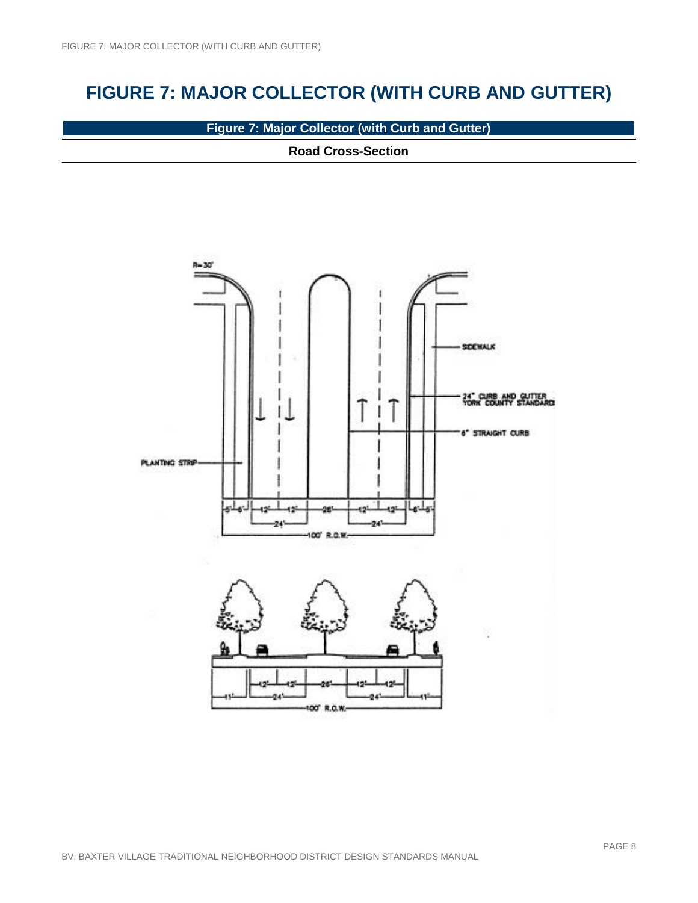# FIGURE 7: MAJOR COLLECTOR (WITH CURB AND GUTTER)

**Figure 7: Major Collector (with Curb and Gutter)**

**Road Cross-Section**

R= 30'

SIDEWALK

24" CURB AND GUTTER YORK COUNTY STANDARD

6" STRAIGHT CURB

PLANTING STRIP

5' 6' 12' 12' 26' 12' 12' 6' 5'

24' 24'

100' R.O.W.

11' 12' 12' 26' 12' 12' 11'

24' 24'

100' R.O.W.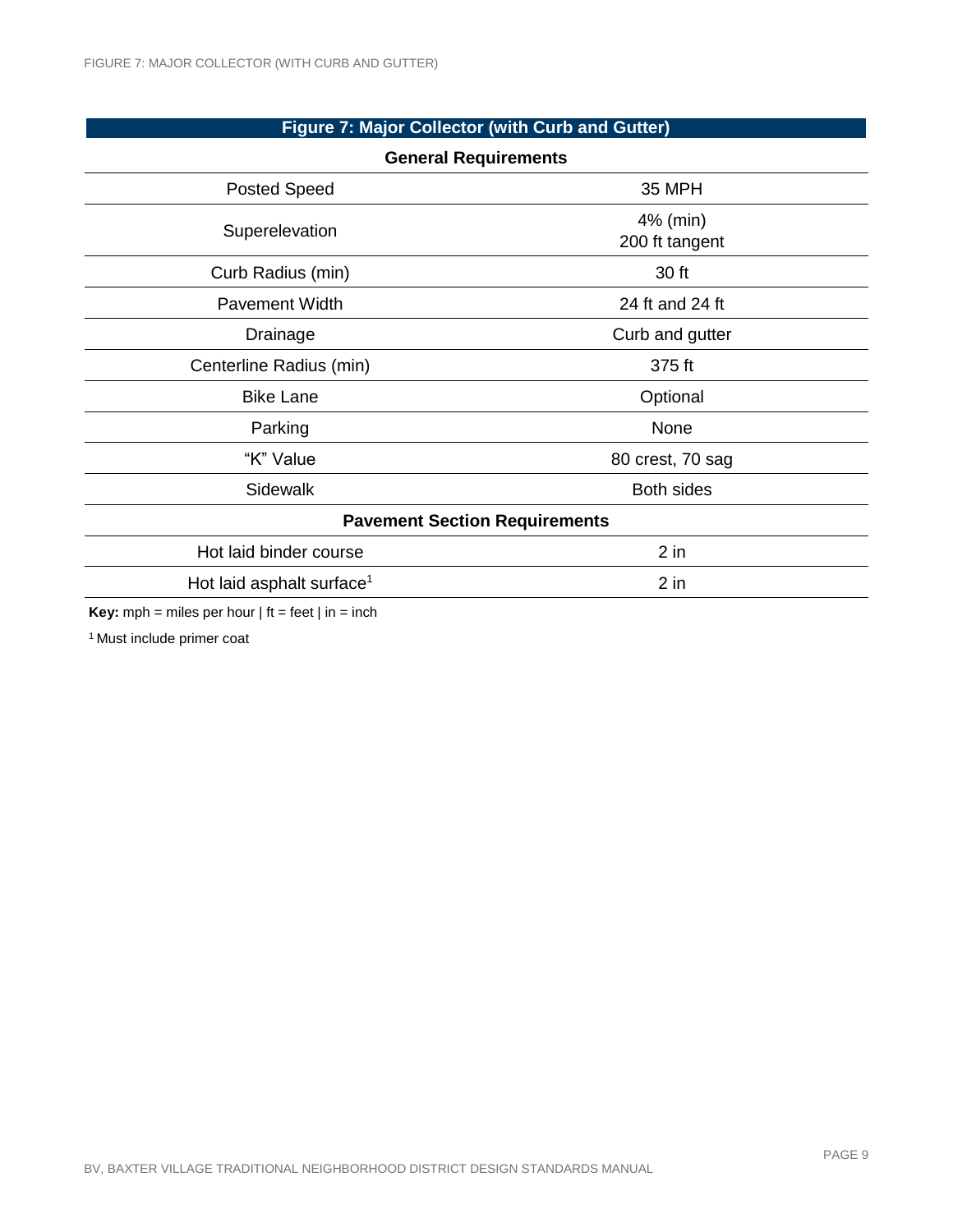| Figure 7: Major Collector (with Curb and Gutter) | |
|---|---|
| **General Requirements** | |
| Posted Speed | 35 MPH |
| Superelevation | 4% (min)<br>200 ft tangent |
| Curb Radius (min) | 30 ft |
| Pavement Width | 24 ft and 24 ft |
| Drainage | Curb and gutter |
| Centerline Radius (min) | 375 ft |
| Bike Lane | Optional |
| Parking | None |
| "K" Value | 80 crest, 70 sag |
| Sidewalk | Both sides |
| **Pavement Section Requirements** | |
| Hot laid binder course | 2 in |
| Hot laid asphalt surface[1] | 2 in |

**Key:** mph = miles per hour | ft = feet | in = inch

[1] Must include primer coat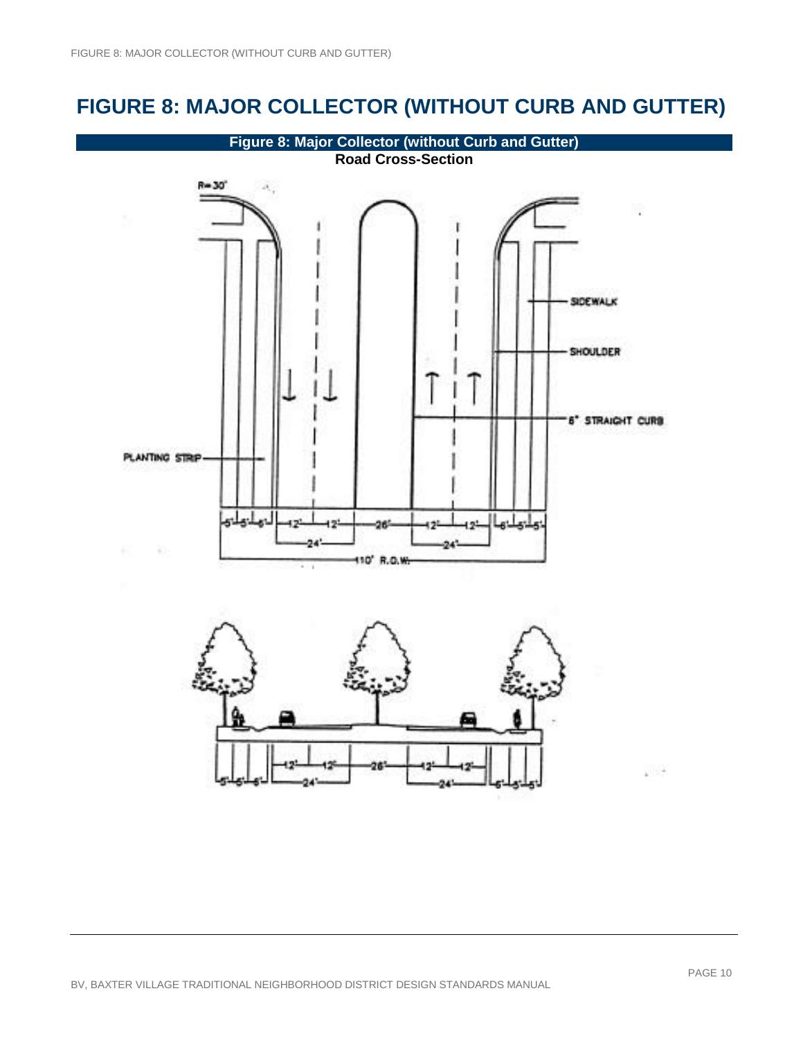# FIGURE 8: MAJOR COLLECTOR (WITHOUT CURB AND GUTTER)

**Figure 8: Major Collector (without Curb and Gutter)**

**Road Cross-Section**

R= 30'

SIDEWALK

SHOULDER

6" STRAIGHT CURB

PLANTING STRIP

5' 5' 6' 12' 12' 26' 12' 12' 6' 5' 5'

24' 24'

110' R.O.W.

5' 5' 6' 12' 12' 26' 12' 12' 6' 5' 5'

24' 24'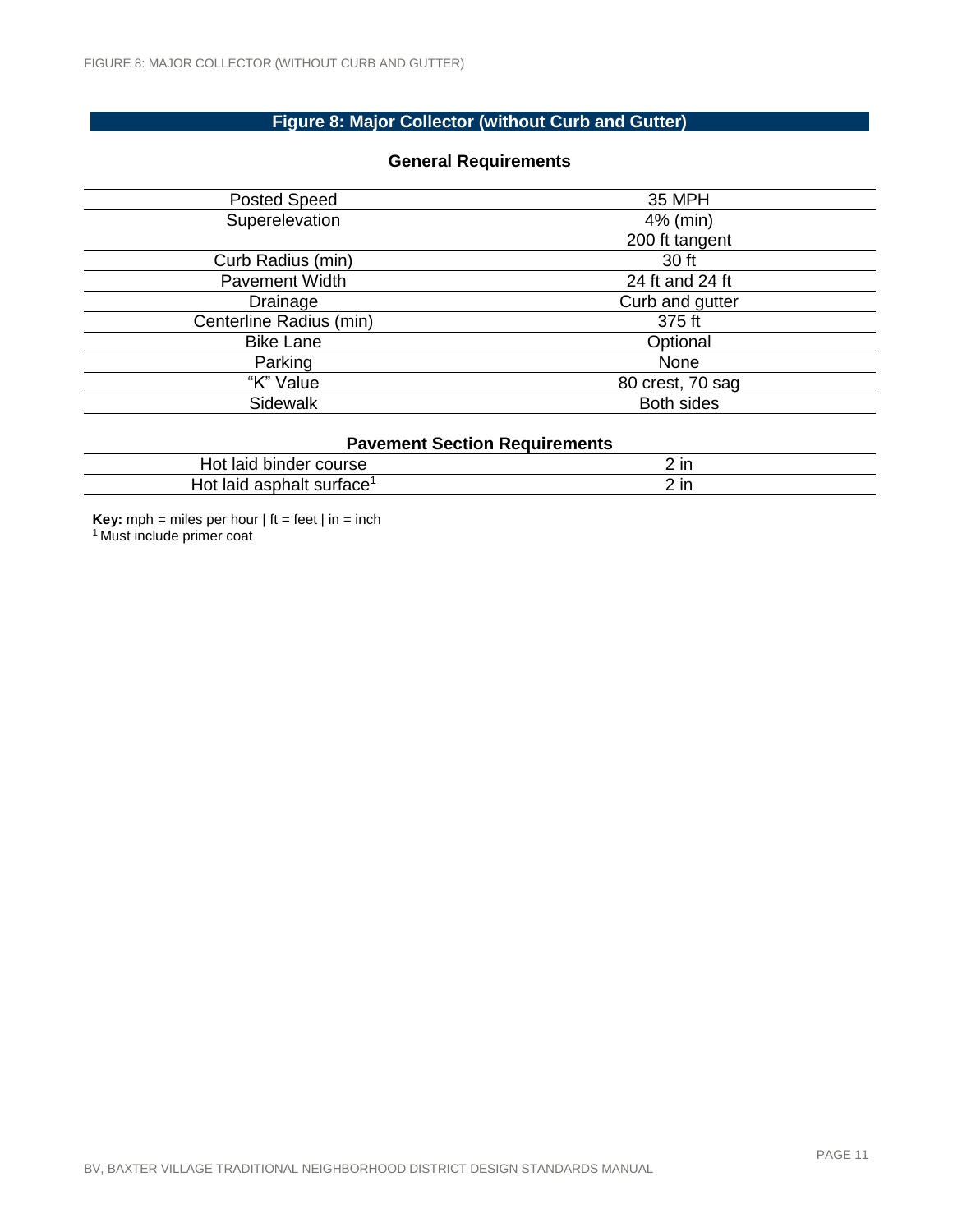## Figure 8: Major Collector (without Curb and Gutter)

### General Requirements

| | |
|---|---|
| Posted Speed | 35 MPH |
| Superelevation | 4% (min)<br>200 ft tangent |
| Curb Radius (min) | 30 ft |
| Pavement Width | 24 ft and 24 ft |
| Drainage | Curb and gutter |
| Centerline Radius (min) | 375 ft |
| Bike Lane | Optional |
| Parking | None |
| "K" Value | 80 crest, 70 sag |
| Sidewalk | Both sides |

### Pavement Section Requirements

| | |
|---|---|
| Hot laid binder course | 2 in |
| Hot laid asphalt surface[1] | 2 in |

**Key:** mph = miles per hour | ft = feet | in = inch

[1] Must include primer coat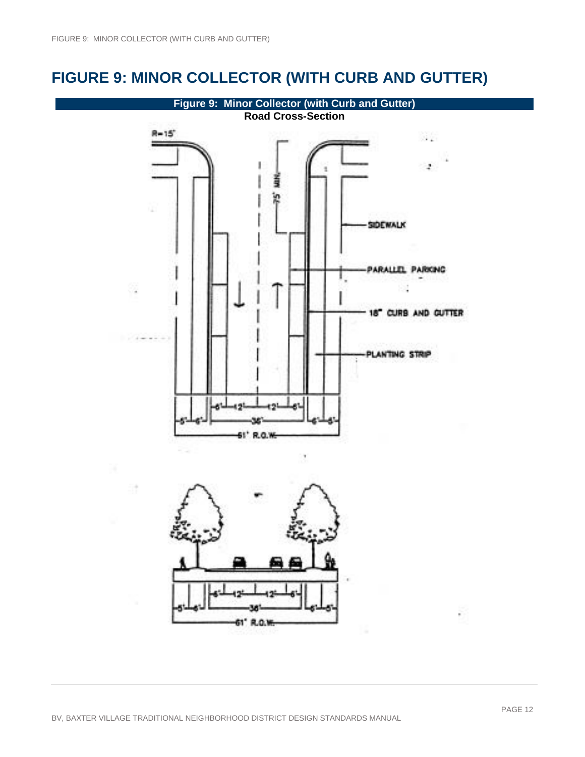# FIGURE 9: MINOR COLLECTOR (WITH CURB AND GUTTER)

**Figure 9: Minor Collector (with Curb and Gutter)**

**Road Cross-Section**

R=15'

75' MIN.

SIDEWALK

PARALLEL PARKING

18" CURB AND GUTTER

PLANTING STRIP

5' 6' 6' 12' 12' 6' 6' 5'

36'

61' R.O.W.

5' 6' 6' 12' 12' 6' 6' 5'

36'

61' R.O.W.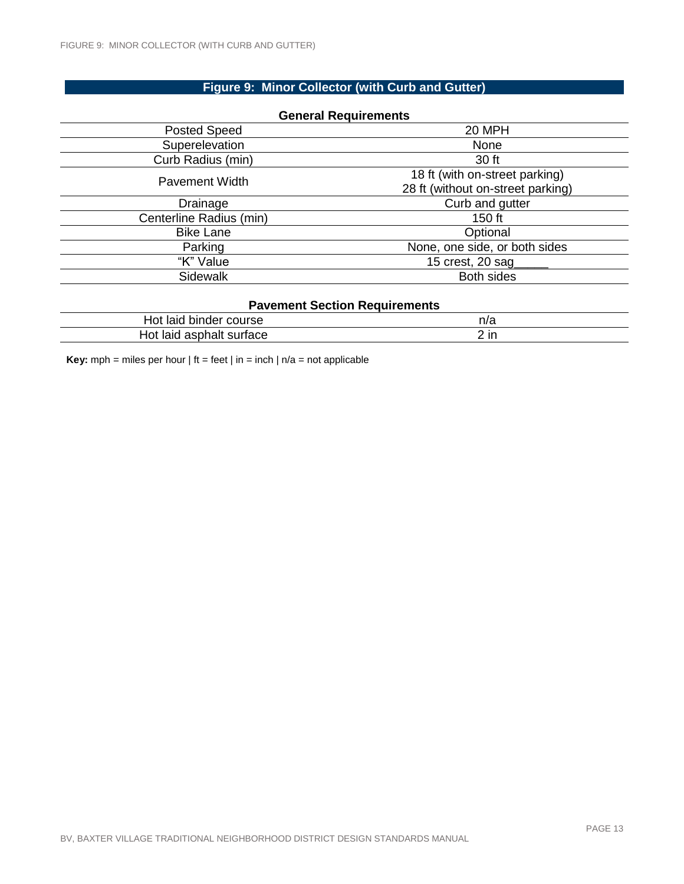# Figure 9: Minor Collector (with Curb and Gutter)

| General Requirements | |
|---|---|
| Posted Speed | 20 MPH |
| Superelevation | None |
| Curb Radius (min) | 30 ft |
| Pavement Width | 18 ft (with on-street parking)<br>28 ft (without on-street parking) |
| Drainage | Curb and gutter |
| Centerline Radius (min) | 150 ft |
| Bike Lane | Optional |
| Parking | None, one side, or both sides |
| "K" Value | 15 crest, 20 sag_____ |
| Sidewalk | Both sides |

| Pavement Section Requirements | |
|---|---|
| Hot laid binder course | n/a |
| Hot laid asphalt surface | 2 in |

**Key:** mph = miles per hour | ft = feet | in = inch | n/a = not applicable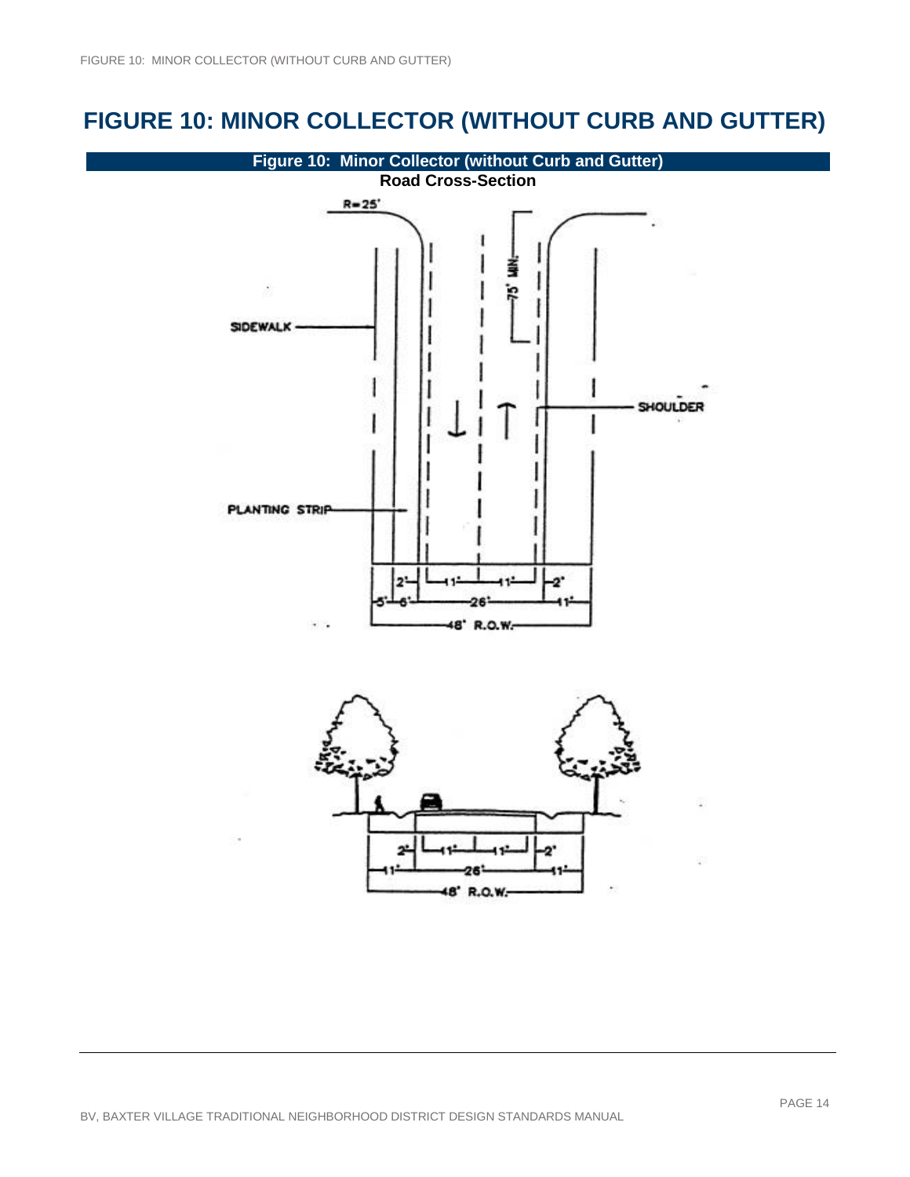# FIGURE 10: MINOR COLLECTOR (WITHOUT CURB AND GUTTER)

**Figure 10: Minor Collector (without Curb and Gutter)**

**Road Cross-Section**

R=25'

75' MIN.

SIDEWALK

SHOULDER

PLANTING STRIP

2' 11' 11' 2'

5' 6' 26' 11'

48' R.O.W.

2' 11' 11' 2'

11' 26' 11'

48' R.O.W.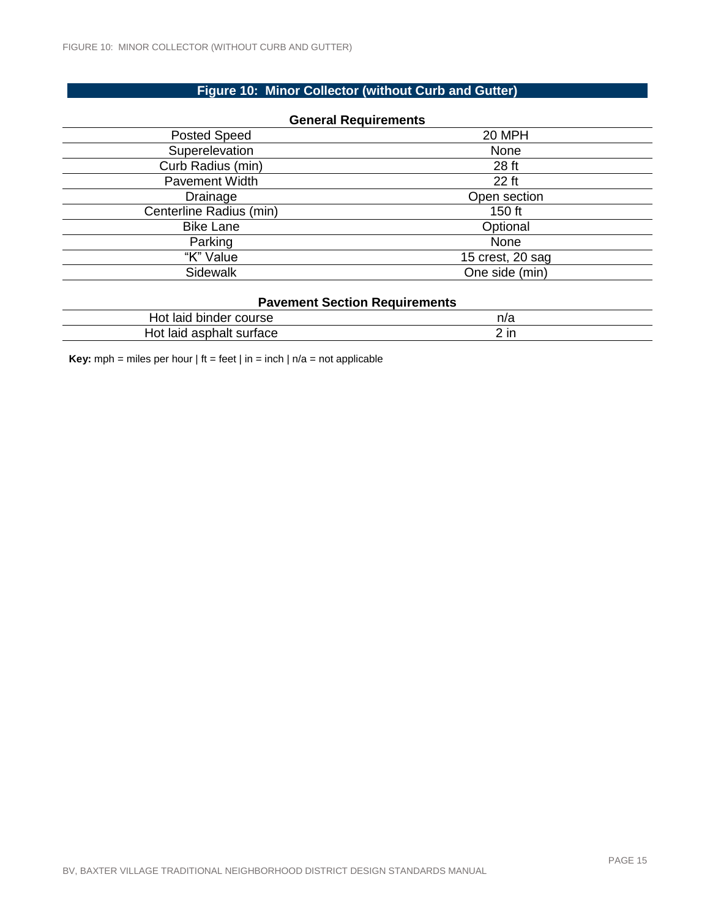## Figure 10: Minor Collector (without Curb and Gutter)

| General Requirements | |
|---|---|
| Posted Speed | 20 MPH |
| Superelevation | None |
| Curb Radius (min) | 28 ft |
| Pavement Width | 22 ft |
| Drainage | Open section |
| Centerline Radius (min) | 150 ft |
| Bike Lane | Optional |
| Parking | None |
| "K" Value | 15 crest, 20 sag |
| Sidewalk | One side (min) |

| Pavement Section Requirements | |
|---|---|
| Hot laid binder course | n/a |
| Hot laid asphalt surface | 2 in |

**Key:** mph = miles per hour | ft = feet | in = inch | n/a = not applicable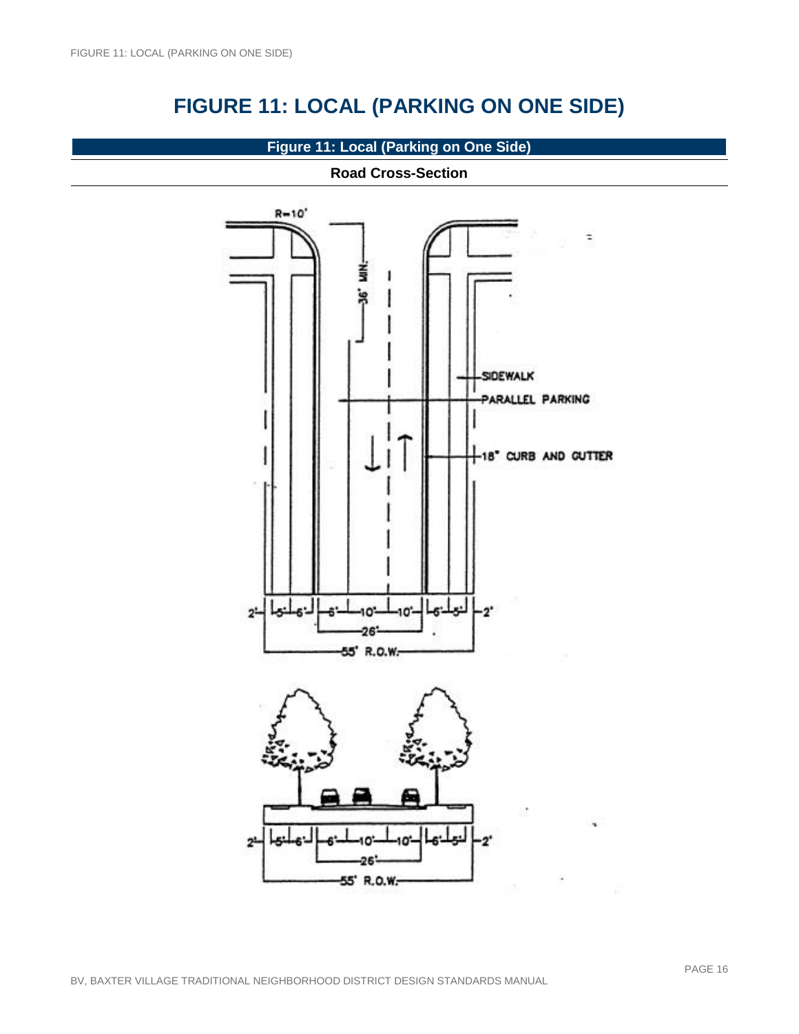# FIGURE 11: LOCAL (PARKING ON ONE SIDE)

**Figure 11: Local (Parking on One Side)**

**Road Cross-Section**

R=10'

36' MIN.

SIDEWALK

PARALLEL PARKING

18" CURB AND GUTTER

2' | 5' | 6' | 6' | 10' | 10' | 6' | 5' | 2'

26'

55' R.O.W.

2' | 5' | 6' | 6' | 10' | 10' | 6' | 5' | 2'

26'

55' R.O.W.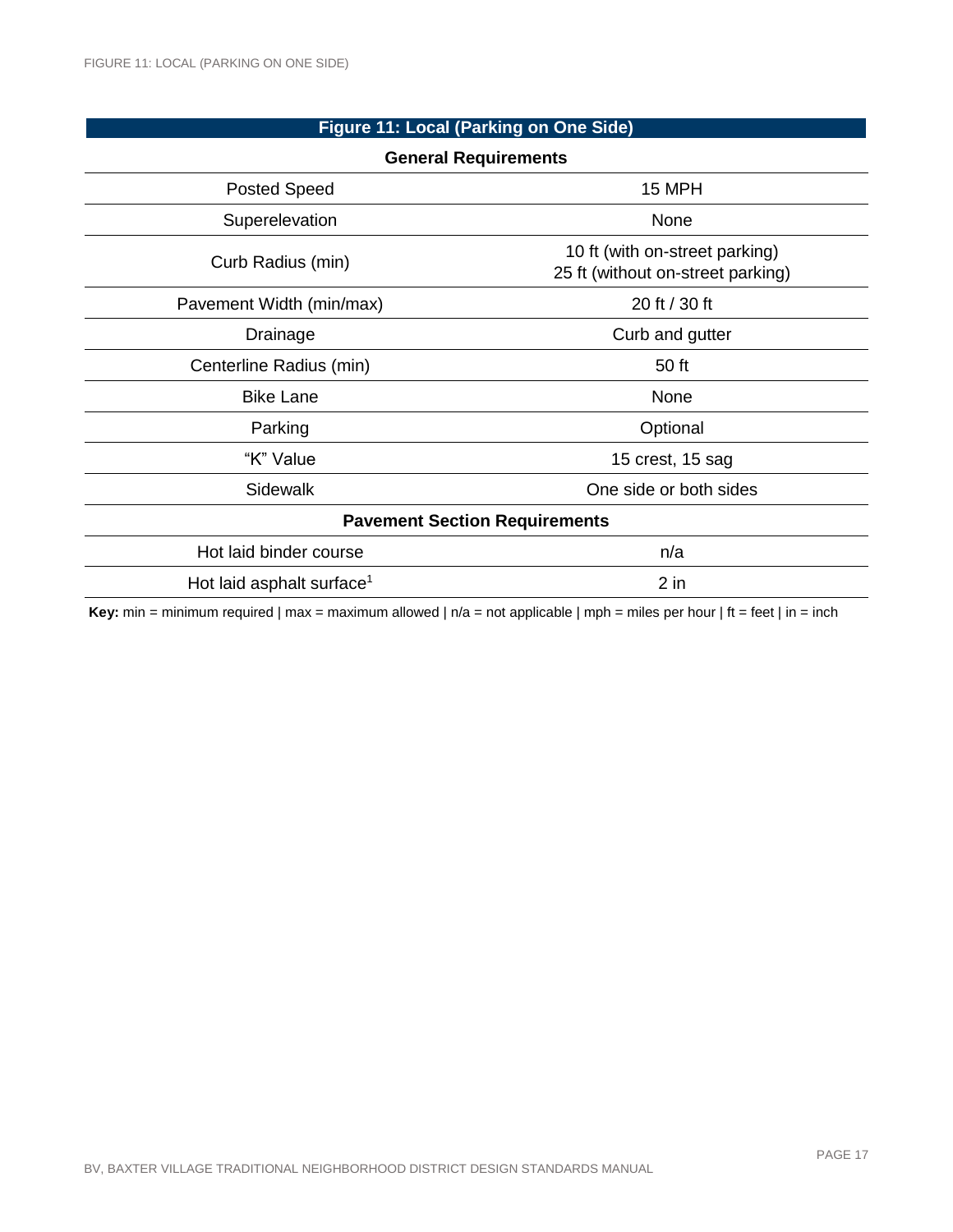| Figure 11: Local (Parking on One Side) | |
|---|---|
| **General Requirements** | |
| Posted Speed | 15 MPH |
| Superelevation | None |
| Curb Radius (min) | 10 ft (with on-street parking)<br>25 ft (without on-street parking) |
| Pavement Width (min/max) | 20 ft / 30 ft |
| Drainage | Curb and gutter |
| Centerline Radius (min) | 50 ft |
| Bike Lane | None |
| Parking | Optional |
| "K" Value | 15 crest, 15 sag |
| Sidewalk | One side or both sides |
| **Pavement Section Requirements** | |
| Hot laid binder course | n/a |
| Hot laid asphalt surface[1] | 2 in |

**Key:** min = minimum required | max = maximum allowed | n/a = not applicable | mph = miles per hour | ft = feet | in = inch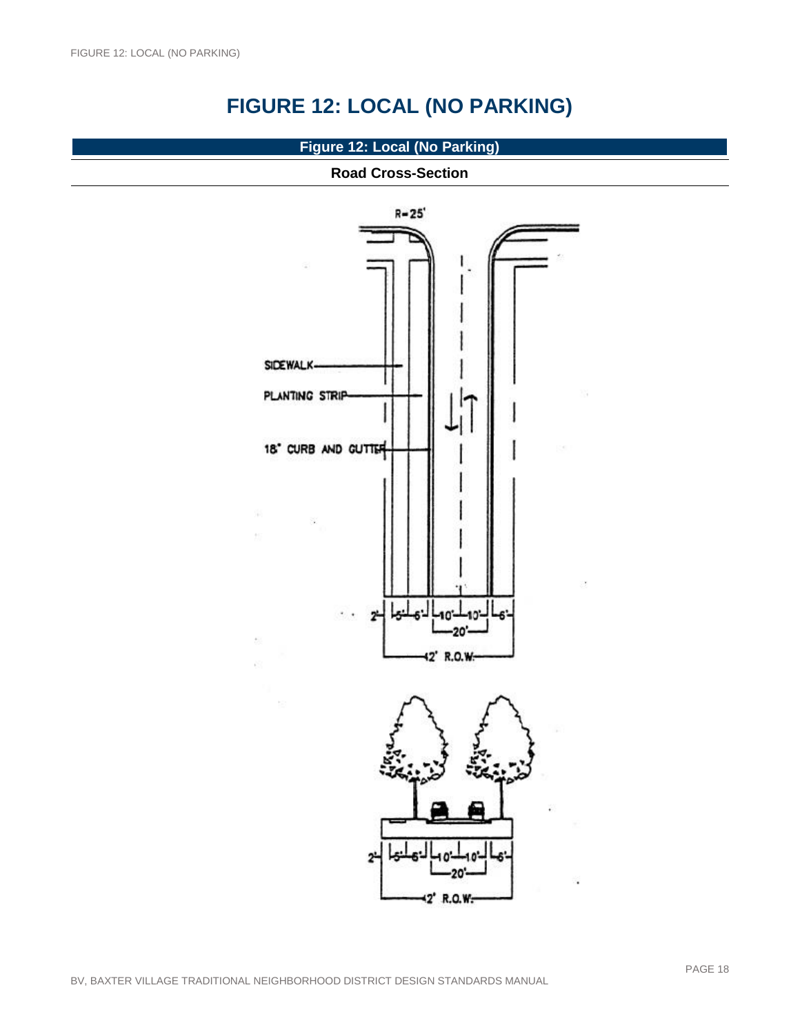# FIGURE 12: LOCAL (NO PARKING)

**Figure 12: Local (No Parking)**

**Road Cross-Section**

R=25'

SIDEWALK

PLANTING STRIP

18" CURB AND GUTTER

2' 5' 6' 10' 10' 6'

20'

42' R.O.W.

2' 5' 6' 10' 10' 6'

20'

42' R.O.W.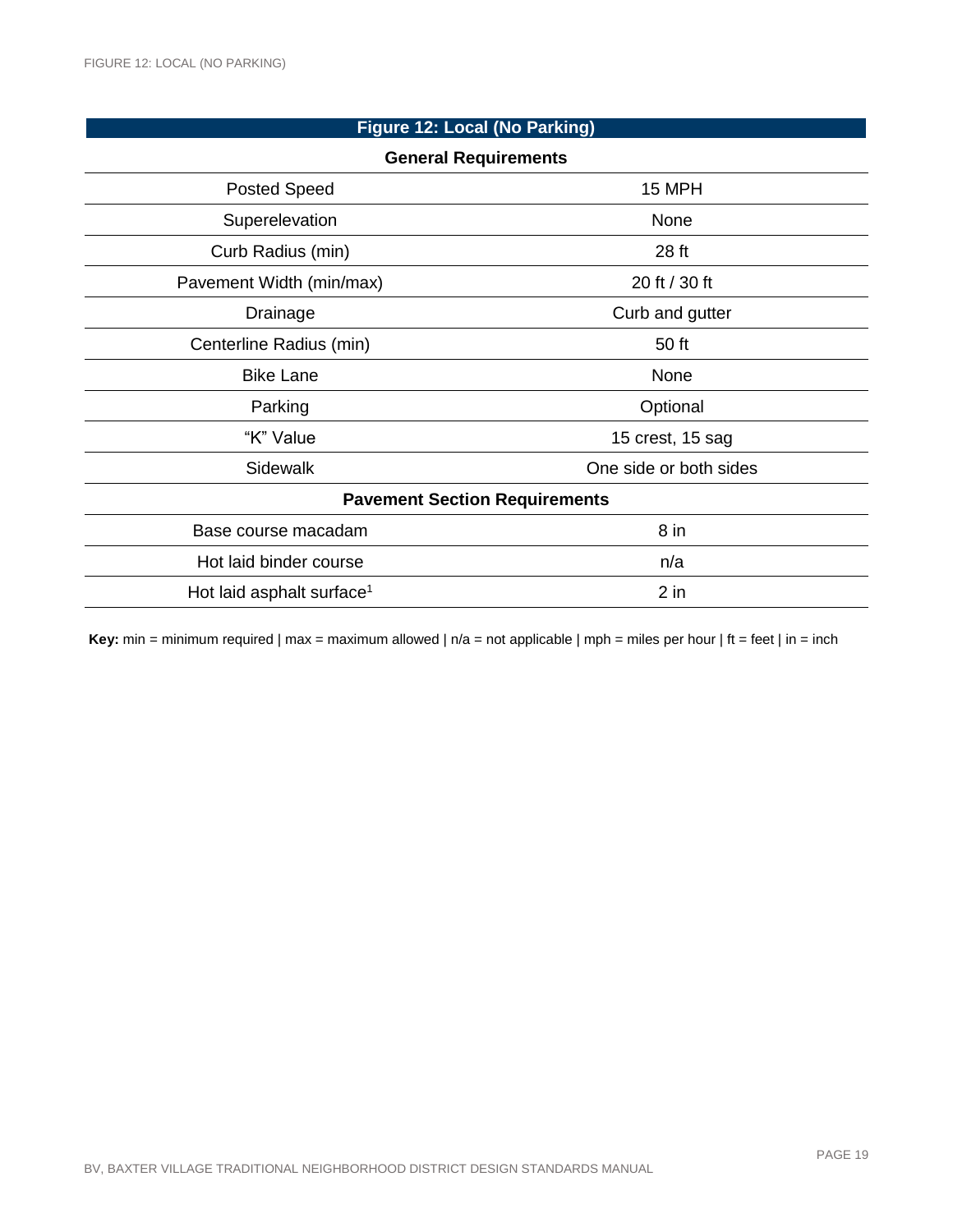| Figure 12: Local (No Parking) | |
|---|---|
| **General Requirements** | |
| Posted Speed | 15 MPH |
| Superelevation | None |
| Curb Radius (min) | 28 ft |
| Pavement Width (min/max) | 20 ft / 30 ft |
| Drainage | Curb and gutter |
| Centerline Radius (min) | 50 ft |
| Bike Lane | None |
| Parking | Optional |
| "K" Value | 15 crest, 15 sag |
| Sidewalk | One side or both sides |
| **Pavement Section Requirements** | |
| Base course macadam | 8 in |
| Hot laid binder course | n/a |
| Hot laid asphalt surface[1] | 2 in |

**Key:** min = minimum required | max = maximum allowed | n/a = not applicable | mph = miles per hour | ft = feet | in = inch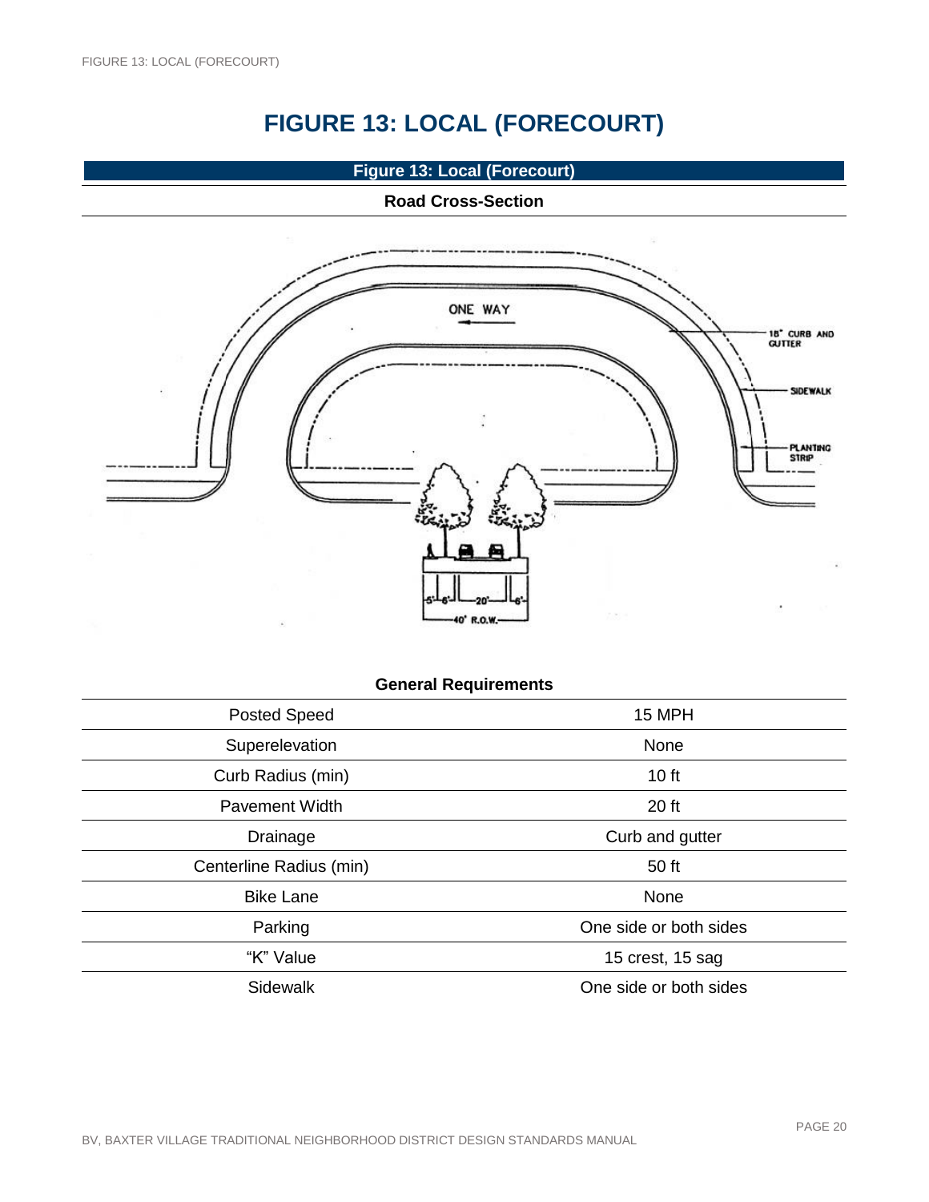# FIGURE 13: LOCAL (FORECOURT)

**Figure 13: Local (Forecourt)**

**Road Cross-Section**

ONE WAY

18" CURB AND GUTTER

SIDEWALK

PLANTING STRIP

5' 6' 20' 6'

40' R.O.W.

**General Requirements**

| | |
|---|---|
| Posted Speed | 15 MPH |
| Superelevation | None |
| Curb Radius (min) | 10 ft |
| Pavement Width | 20 ft |
| Drainage | Curb and gutter |
| Centerline Radius (min) | 50 ft |
| Bike Lane | None |
| Parking | One side or both sides |
| "K" Value | 15 crest, 15 sag |
| Sidewalk | One side or both sides |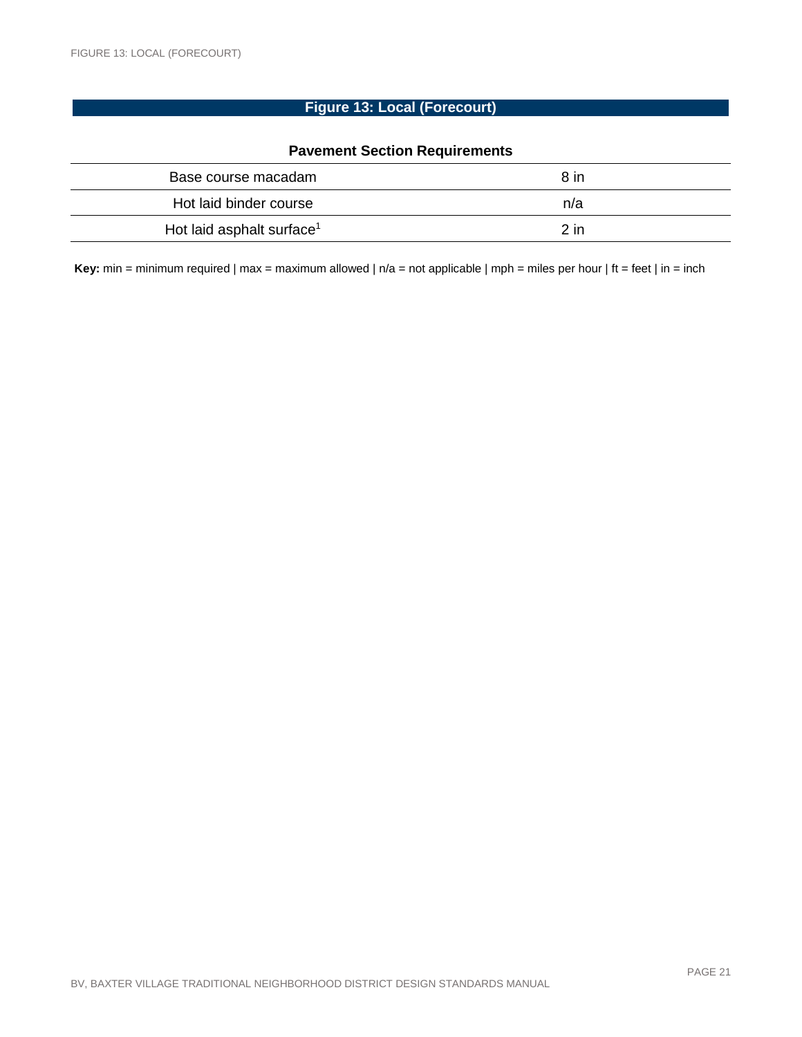# Figure 13: Local (Forecourt)

**Pavement Section Requirements**

| | |
|---|---|
| Base course macadam | 8 in |
| Hot laid binder course | n/a |
| Hot laid asphalt surface[1] | 2 in |

**Key:** min = minimum required | max = maximum allowed | n/a = not applicable | mph = miles per hour | ft = feet | in = inch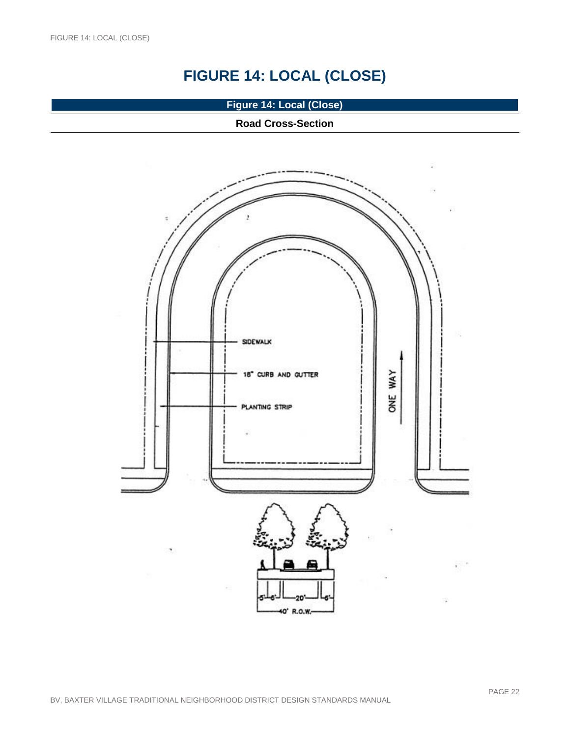# FIGURE 14: LOCAL (CLOSE)

**Figure 14: Local (Close)**

**Road Cross-Section**

SIDEWALK

18" CURB AND GUTTER

PLANTING STRIP

ONE WAY

5' 6' 20' 6'

40' R.O.W.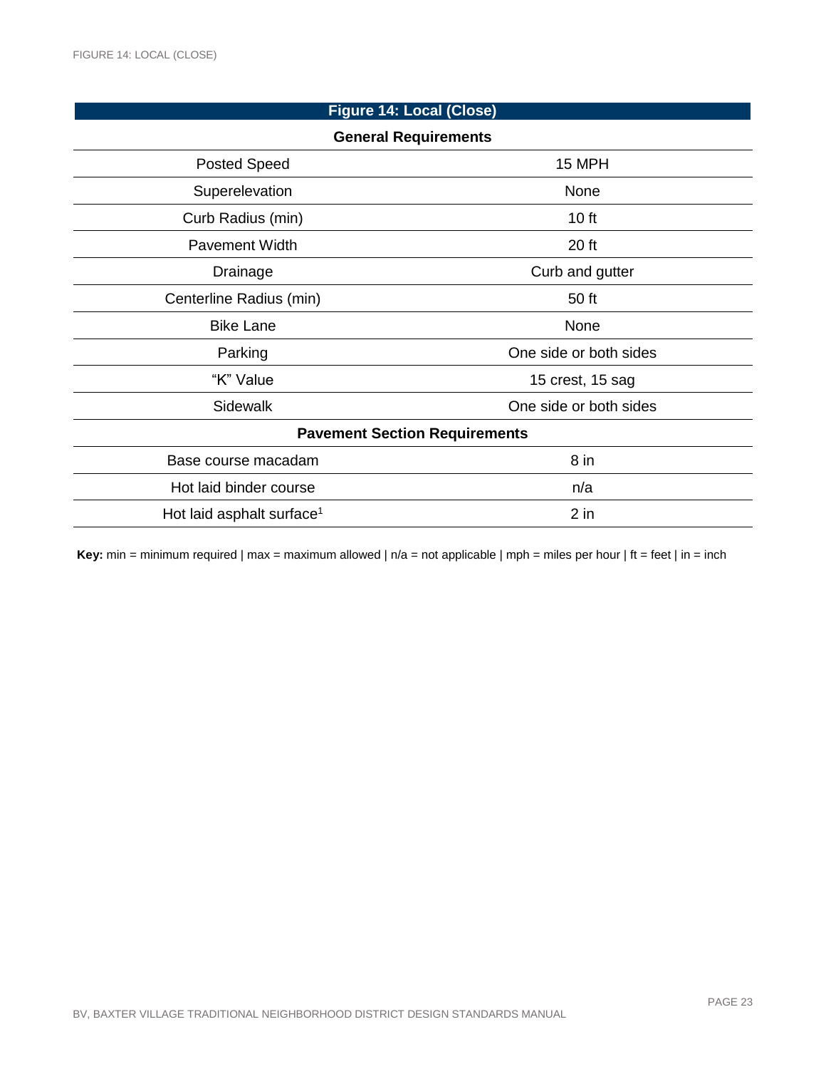| Figure 14: Local (Close) | |
|---|---|
| **General Requirements** | |
| Posted Speed | 15 MPH |
| Superelevation | None |
| Curb Radius (min) | 10 ft |
| Pavement Width | 20 ft |
| Drainage | Curb and gutter |
| Centerline Radius (min) | 50 ft |
| Bike Lane | None |
| Parking | One side or both sides |
| “K” Value | 15 crest, 15 sag |
| Sidewalk | One side or both sides |
| **Pavement Section Requirements** | |
| Base course macadam | 8 in |
| Hot laid binder course | n/a |
| Hot laid asphalt surface[1] | 2 in |

**Key:** min = minimum required | max = maximum allowed | n/a = not applicable | mph = miles per hour | ft = feet | in = inch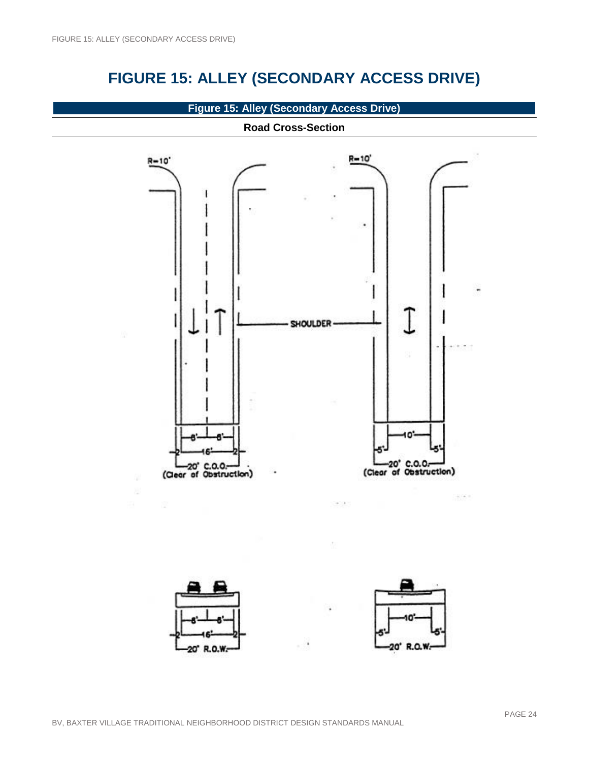# FIGURE 15: ALLEY (SECONDARY ACCESS DRIVE)

**Figure 15: Alley (Secondary Access Drive)**

**Road Cross-Section**

R=10'

R=10'

SHOULDER

8' 8'

2 16' 2

20' C.O.O.
(Clear of Obstruction)

10'

5' 5'

20' C.O.O.
(Clear of Obstruction)

8' 8'

2 16' 2

20' R.O.W.

10'

5' 5'

20' R.O.W.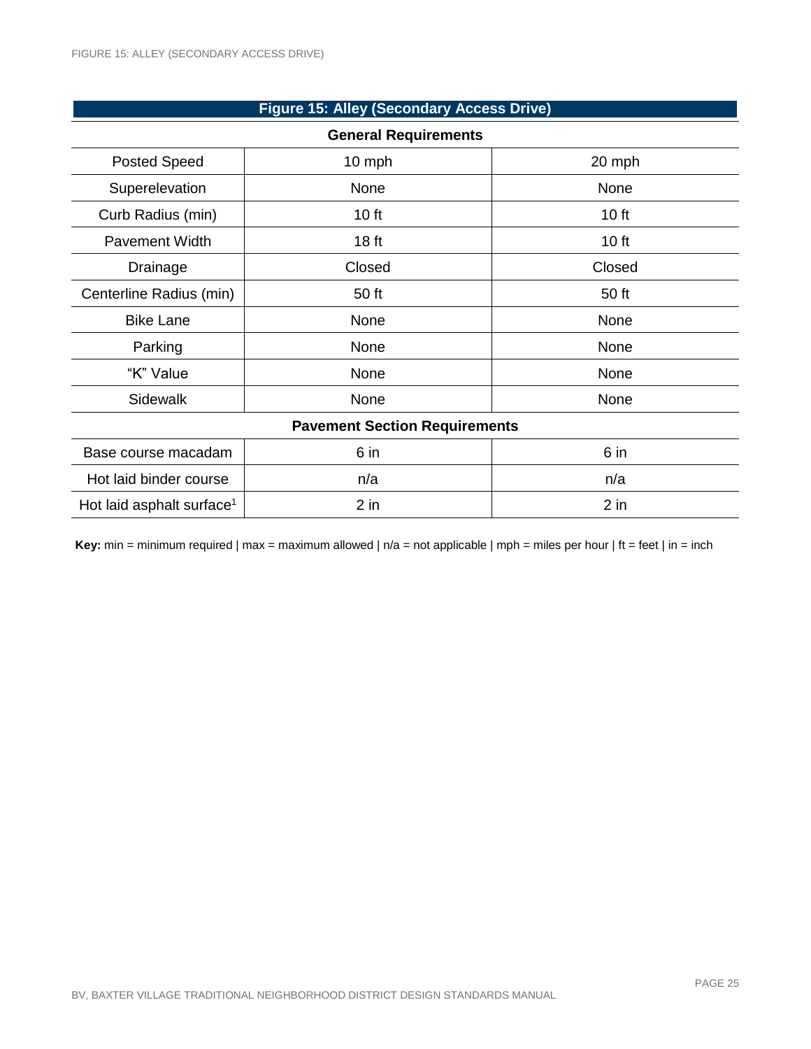| Figure 15: Alley (Secondary Access Drive) | | |
|---|---|---|
| **General Requirements** | | |
| Posted Speed | 10 mph | 20 mph |
| Superelevation | None | None |
| Curb Radius (min) | 10 ft | 10 ft |
| Pavement Width | 18 ft | 10 ft |
| Drainage | Closed | Closed |
| Centerline Radius (min) | 50 ft | 50 ft |
| Bike Lane | None | None |
| Parking | None | None |
| "K" Value | None | None |
| Sidewalk | None | None |
| **Pavement Section Requirements** | | |
| Base course macadam | 6 in | 6 in |
| Hot laid binder course | n/a | n/a |
| Hot laid asphalt surface[1] | 2 in | 2 in |

**Key:** min = minimum required | max = maximum allowed | n/a = not applicable | mph = miles per hour | ft = feet | in = inch